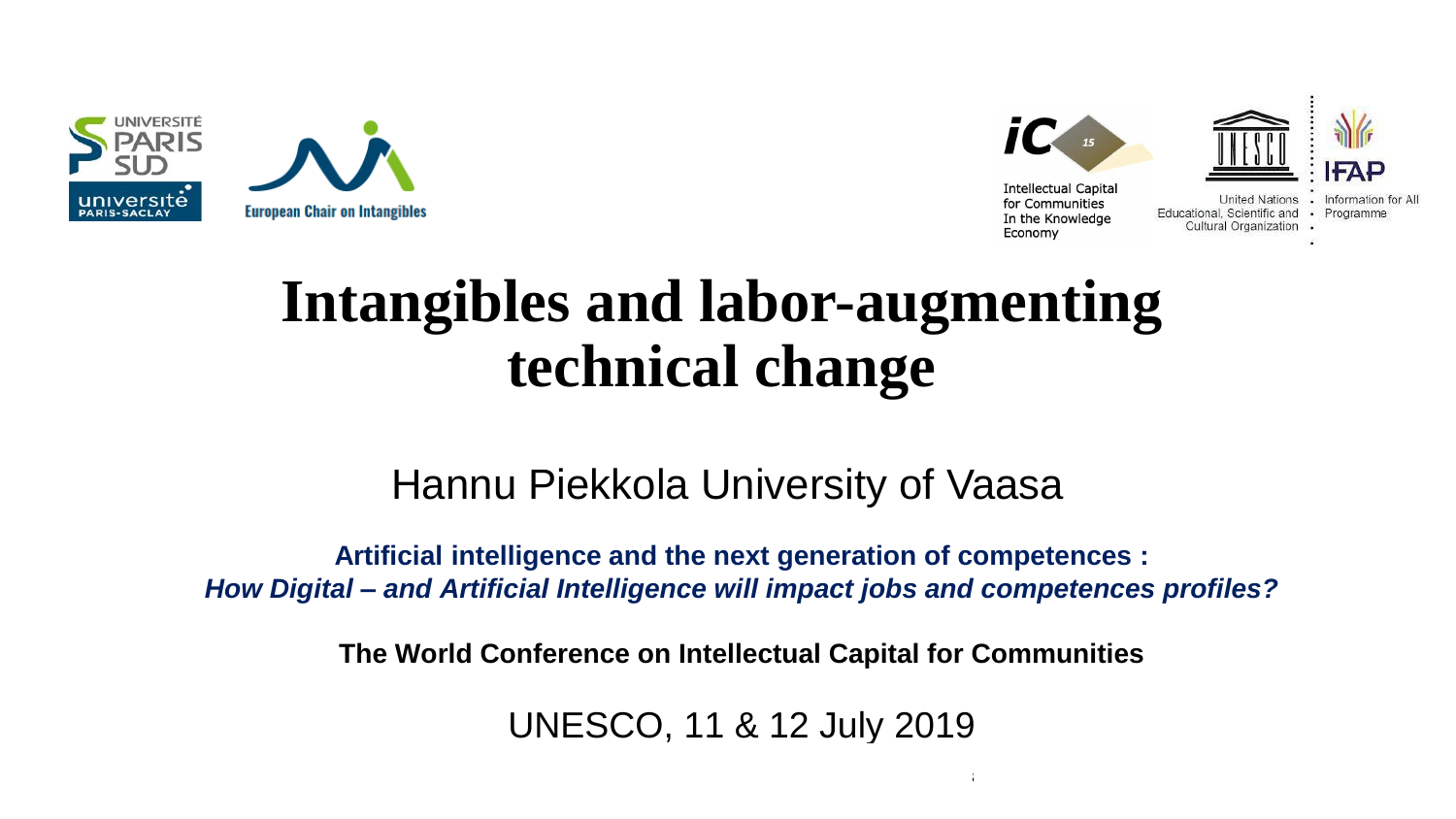UNIVERSITÉ PARIS SUD

université PARIS-SACLAY

European Chair on Intangibles

iC 15

Intellectual Capital for Communities In the Knowledge Economy

United Nations Educational, Scientific and Cultural Organization

IFAP Information for All Programme

# Intangibles and labor-augmenting technical change

Hannu Piekkola University of Vaasa

**Artificial intelligence and the next generation of competences :**
***How Digital – and Artificial Intelligence will impact jobs and competences profiles?***

**The World Conference on Intellectual Capital for Communities**

UNESCO, 11 & 12 July 2019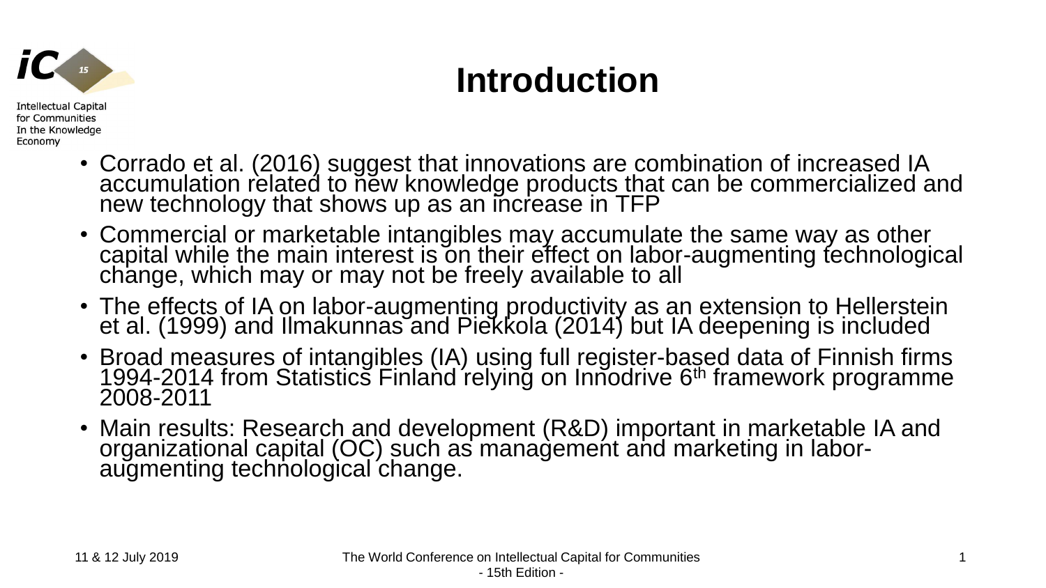# Introduction

- Corrado et al. (2016) suggest that innovations are combination of increased IA accumulation related to new knowledge products that can be commercialized and new technology that shows up as an increase in TFP
- Commercial or marketable intangibles may accumulate the same way as other capital while the main interest is on their effect on labor-augmenting technological change, which may or may not be freely available to all
- The effects of IA on labor-augmenting productivity as an extension to Hellerstein et al. (1999) and Ilmakunnas and Piekkola (2014) but IA deepening is included
- Broad measures of intangibles (IA) using full register-based data of Finnish firms 1994-2014 from Statistics Finland relying on Innodrive 6th framework programme 2008-2011
- Main results: Research and development (R&D) important in marketable IA and organizational capital (OC) such as management and marketing in labor-augmenting technological change.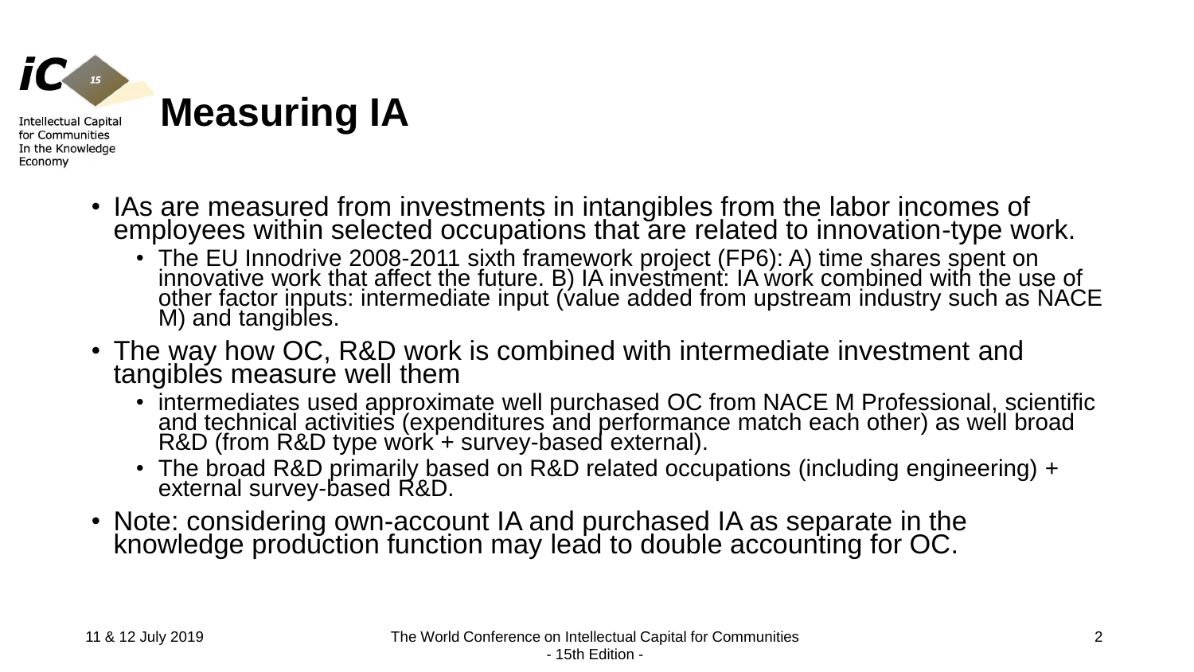# Measuring IA

- IAs are measured from investments in intangibles from the labor incomes of employees within selected occupations that are related to innovation-type work.
  - The EU Innodrive 2008-2011 sixth framework project (FP6): A) time shares spent on innovative work that affect the future. B) IA investment: IA work combined with the use of other factor inputs: intermediate input (value added from upstream industry such as NACE M) and tangibles.
- The way how OC, R&D work is combined with intermediate investment and tangibles measure well them
  - intermediates used approximate well purchased OC from NACE M Professional, scientific and technical activities (expenditures and performance match each other) as well broad R&D (from R&D type work + survey-based external).
  - The broad R&D primarily based on R&D related occupations (including engineering) + external survey-based R&D.
- Note: considering own-account IA and purchased IA as separate in the knowledge production function may lead to double accounting for OC.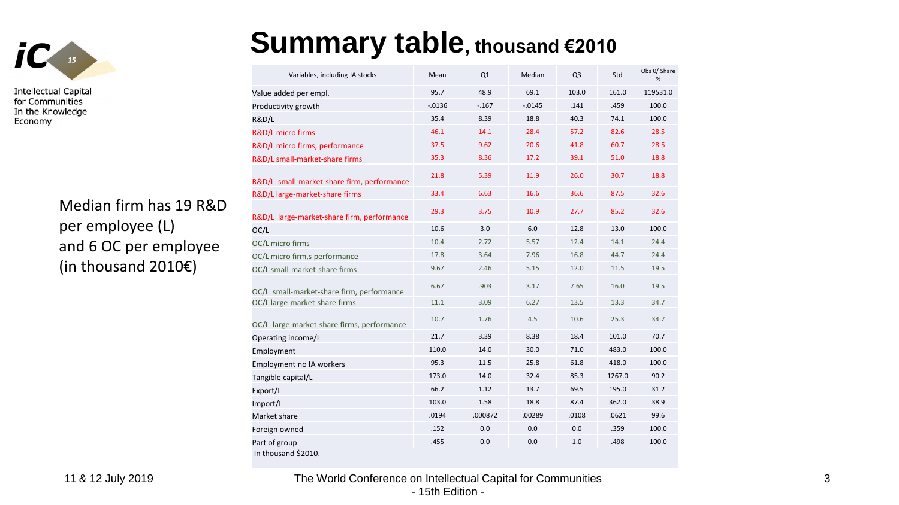# Summary table, thousand €2010

Median firm has 19 R&D per employee (L) and 6 OC per employee (in thousand 2010€)

| Variables, including IA stocks | Mean | Q1 | Median | Q3 | Std | Obs 0/ Share % |
|---|---|---|---|---|---|---|
| Value added per empl. | 95.7 | 48.9 | 69.1 | 103.0 | 161.0 | 119531.0 |
| Productivity growth | -.0136 | -.167 | -.0145 | .141 | .459 | 100.0 |
| R&D/L | 35.4 | 8.39 | 18.8 | 40.3 | 74.1 | 100.0 |
| R&D/L micro firms | 46.1 | 14.1 | 28.4 | 57.2 | 82.6 | 28.5 |
| R&D/L micro firms, performance | 37.5 | 9.62 | 20.6 | 41.8 | 60.7 | 28.5 |
| R&D/L small-market-share firms | 35.3 | 8.36 | 17.2 | 39.1 | 51.0 | 18.8 |
| R&D/L small-market-share firm, performance | 21.8 | 5.39 | 11.9 | 26.0 | 30.7 | 18.8 |
| R&D/L large-market-share firms | 33.4 | 6.63 | 16.6 | 36.6 | 87.5 | 32.6 |
| R&D/L large-market-share firm, performance | 29.3 | 3.75 | 10.9 | 27.7 | 85.2 | 32.6 |
| OC/L | 10.6 | 3.0 | 6.0 | 12.8 | 13.0 | 100.0 |
| OC/L micro firms | 10.4 | 2.72 | 5.57 | 12.4 | 14.1 | 24.4 |
| OC/L micro firm,s performance | 17.8 | 3.64 | 7.96 | 16.8 | 44.7 | 24.4 |
| OC/L small-market-share firms | 9.67 | 2.46 | 5.15 | 12.0 | 11.5 | 19.5 |
| OC/L small-market-share firm, performance | 6.67 | .903 | 3.17 | 7.65 | 16.0 | 19.5 |
| OC/L large-market-share firms | 11.1 | 3.09 | 6.27 | 13.5 | 13.3 | 34.7 |
| OC/L large-market-share firms, performance | 10.7 | 1.76 | 4.5 | 10.6 | 25.3 | 34.7 |
| Operating income/L | 21.7 | 3.39 | 8.38 | 18.4 | 101.0 | 70.7 |
| Employment | 110.0 | 14.0 | 30.0 | 71.0 | 483.0 | 100.0 |
| Employment no IA workers | 95.3 | 11.5 | 25.8 | 61.8 | 418.0 | 100.0 |
| Tangible capital/L | 173.0 | 14.0 | 32.4 | 85.3 | 1267.0 | 90.2 |
| Export/L | 66.2 | 1.12 | 13.7 | 69.5 | 195.0 | 31.2 |
| Import/L | 103.0 | 1.58 | 18.8 | 87.4 | 362.0 | 38.9 |
| Market share | .0194 | .000872 | .00289 | .0108 | .0621 | 99.6 |
| Foreign owned | .152 | 0.0 | 0.0 | 0.0 | .359 | 100.0 |
| Part of group | .455 | 0.0 | 0.0 | 1.0 | .498 | 100.0 |

In thousand $2010.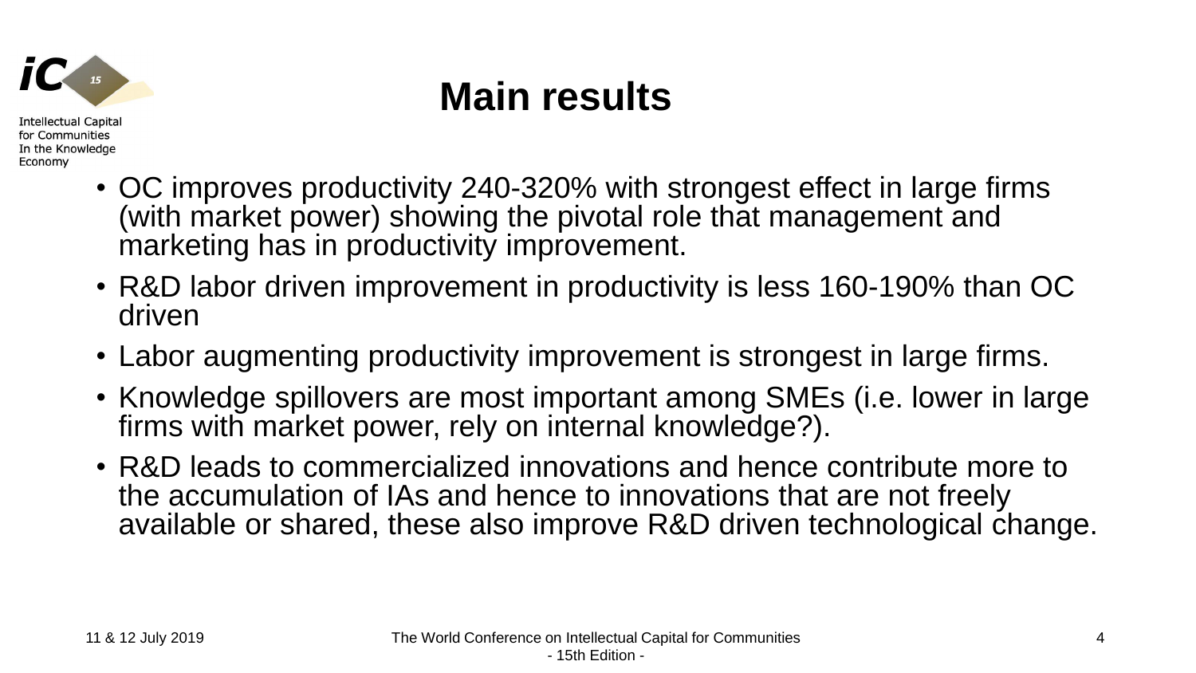# Main results

- OC improves productivity 240-320% with strongest effect in large firms (with market power) showing the pivotal role that management and marketing has in productivity improvement.
- R&D labor driven improvement in productivity is less 160-190% than OC driven
- Labor augmenting productivity improvement is strongest in large firms.
- Knowledge spillovers are most important among SMEs (i.e. lower in large firms with market power, rely on internal knowledge?).
- R&D leads to commercialized innovations and hence contribute more to the accumulation of IAs and hence to innovations that are not freely available or shared, these also improve R&D driven technological change.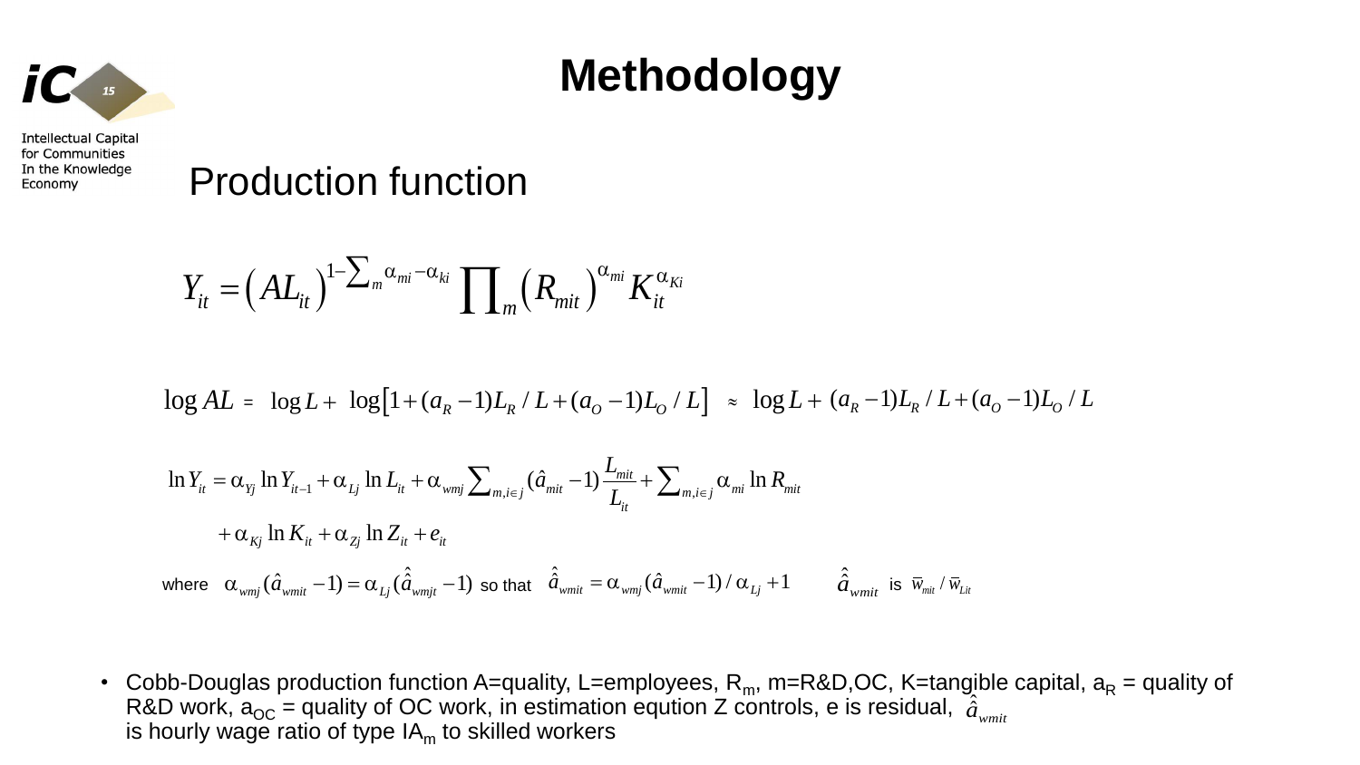# Methodology

Intellectual Capital for Communities In the Knowledge Economy

## Production function

$$Y_{it} = \left(AL_{it}\right)^{1-\sum_m \alpha_{mi} - \alpha_{ki}} \prod_m \left(R_{mit}\right)^{\alpha_{mi}} K_{it}^{\alpha_{Ki}}$$

$$\log AL = \log L + \log\left[1 + (a_R - 1)L_R / L + (a_O - 1)L_O / L\right] \approx \log L + (a_R - 1)L_R / L + (a_O - 1)L_O / L$$

$$\ln Y_{it} = \alpha_{Yj} \ln Y_{it-1} + \alpha_{Lj} \ln L_{it} + \alpha_{wmj} \sum_{m,i\in j} (\hat{a}_{mit} - 1)\frac{L_{mit}}{L_{it}} + \sum_{m,i\in j} \alpha_{mi} \ln R_{mit}$$
$$+ \alpha_{Kj} \ln K_{it} + \alpha_{Zj} \ln Z_{it} + e_{it}$$

where $\alpha_{wmj}(\hat{a}_{wmit} - 1) = \alpha_{Lj}(\hat{\hat{a}}_{wmjt} - 1)$ so that $\hat{\hat{a}}_{wmit} = \alpha_{wmj}(\hat{a}_{wmit} - 1)/\alpha_{Lj} + 1$ $\quad \hat{\hat{a}}_{wmit}$ is $\bar{w}_{mit} / \bar{w}_{Lit}$

- Cobb-Douglas production function A=quality, L=employees, $R_m$, m=R&D,OC, K=tangible capital, $a_R$ = quality of R&D work, $a_{OC}$ = quality of OC work, in estimation eqution Z controls, e is residual, $\hat{a}_{wmit}$ is hourly wage ratio of type $IA_m$ to skilled workers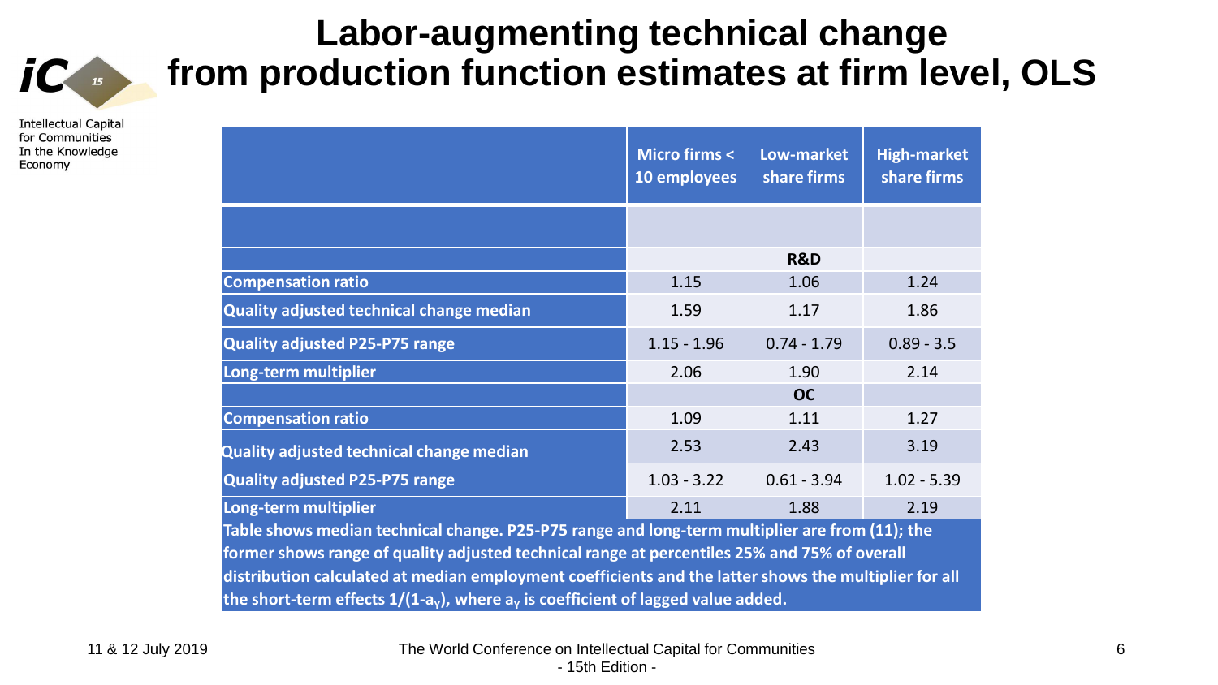# Labor-augmenting technical change from production function estimates at firm level, OLS

| | Micro firms < 10 employees | Low-market share firms | High-market share firms |
|---|---|---|---|
| | | | |
| | | **R&D** | |
| **Compensation ratio** | 1.15 | 1.06 | 1.24 |
| **Quality adjusted technical change median** | 1.59 | 1.17 | 1.86 |
| **Quality adjusted P25-P75 range** | 1.15 - 1.96 | 0.74 - 1.79 | 0.89 - 3.5 |
| **Long-term multiplier** | 2.06 | 1.90 | 2.14 |
| | | **OC** | |
| **Compensation ratio** | 1.09 | 1.11 | 1.27 |
| **Quality adjusted technical change median** | 2.53 | 2.43 | 3.19 |
| **Quality adjusted P25-P75 range** | 1.03 - 3.22 | 0.61 - 3.94 | 1.02 - 5.39 |
| **Long-term multiplier** | 2.11 | 1.88 | 2.19 |

**Table shows median technical change. P25-P75 range and long-term multiplier are from (11); the former shows range of quality adjusted technical range at percentiles 25% and 75% of overall distribution calculated at median employment coefficients and the latter shows the multiplier for all the short-term effects $1/(1-a_Y)$, where $a_Y$ is coefficient of lagged value added.**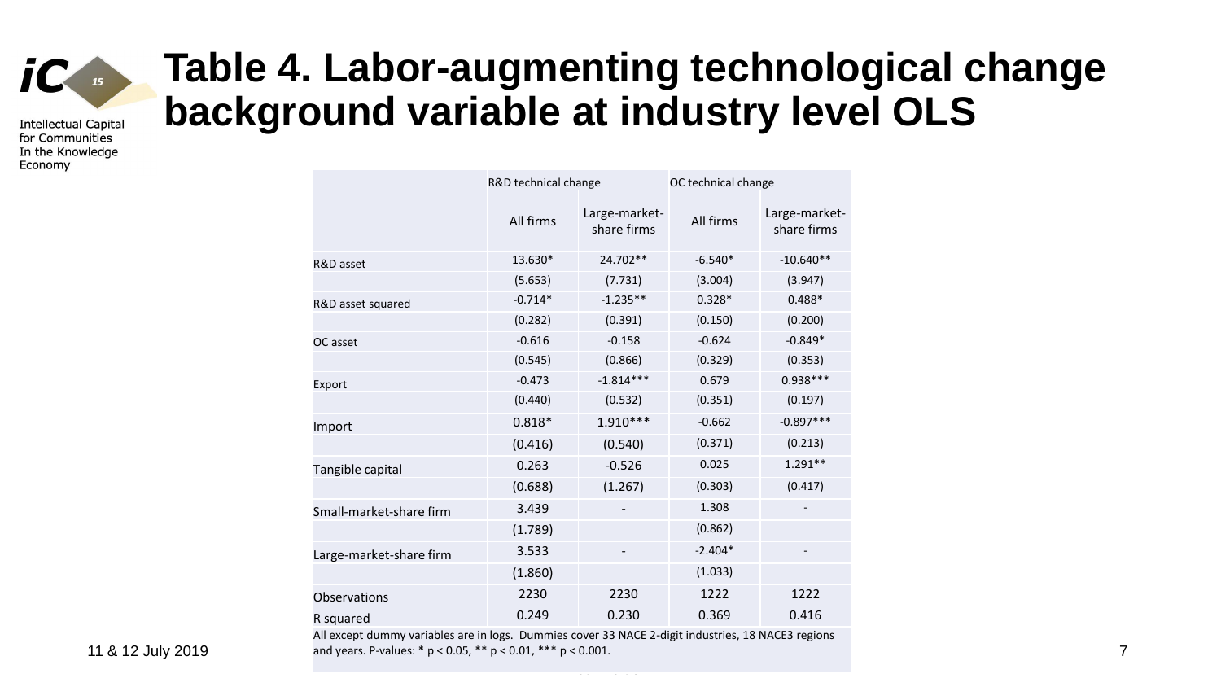# Table 4. Labor-augmenting technological change background variable at industry level OLS

| | R&D technical change | | OC technical change | |
|---|---|---|---|---|
| | All firms | Large-market-share firms | All firms | Large-market-share firms |
| R&D asset | 13.630* | 24.702** | -6.540* | -10.640** |
| | (5.653) | (7.731) | (3.004) | (3.947) |
| R&D asset squared | -0.714* | -1.235** | 0.328* | 0.488* |
| | (0.282) | (0.391) | (0.150) | (0.200) |
| OC asset | -0.616 | -0.158 | -0.624 | -0.849* |
| | (0.545) | (0.866) | (0.329) | (0.353) |
| Export | -0.473 | -1.814*** | 0.679 | 0.938*** |
| | (0.440) | (0.532) | (0.351) | (0.197) |
| Import | 0.818* | 1.910*** | -0.662 | -0.897*** |
| | (0.416) | (0.540) | (0.371) | (0.213) |
| Tangible capital | 0.263 | -0.526 | 0.025 | 1.291** |
| | (0.688) | (1.267) | (0.303) | (0.417) |
| Small-market-share firm | 3.439 | - | 1.308 | - |
| | (1.789) | | (0.862) | |
| Large-market-share firm | 3.533 | - | -2.404* | - |
| | (1.860) | | (1.033) | |
| Observations | 2230 | 2230 | 1222 | 1222 |
| R squared | 0.249 | 0.230 | 0.369 | 0.416 |

All except dummy variables are in logs. Dummies cover 33 NACE 2-digit industries, 18 NACE3 regions and years. P-values: * $p < 0.05$, ** $p < 0.01$, *** $p < 0.001$.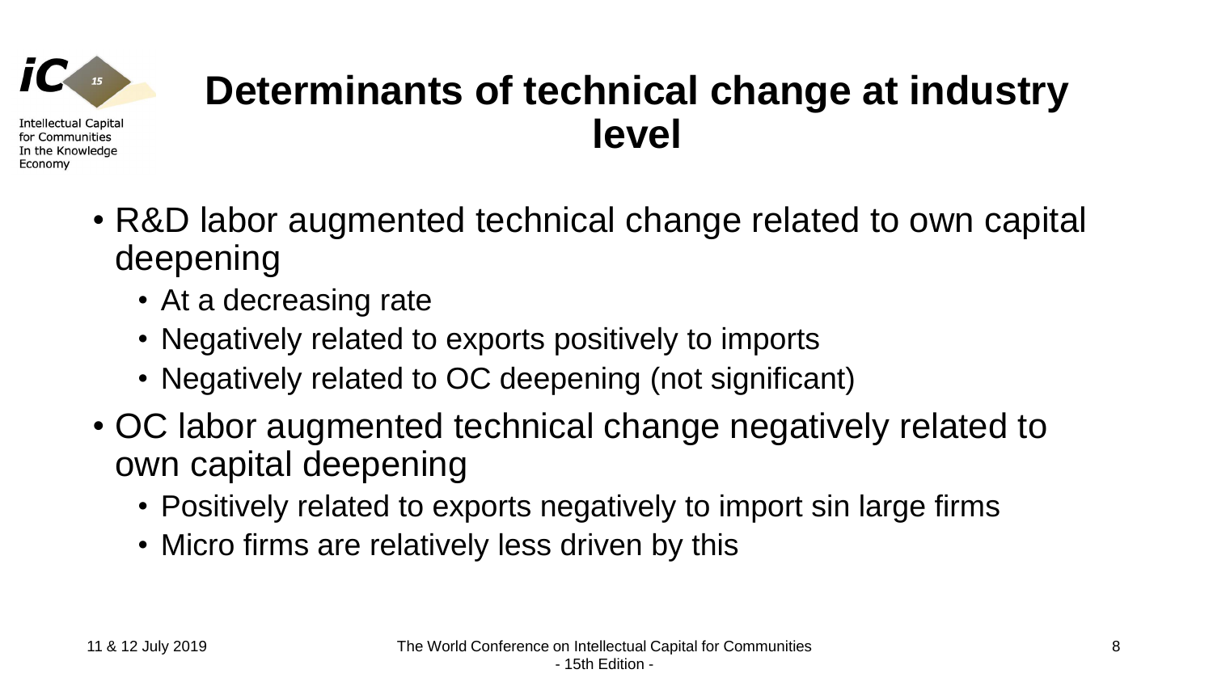# Determinants of technical change at industry level

- R&D labor augmented technical change related to own capital deepening
  - At a decreasing rate
  - Negatively related to exports positively to imports
  - Negatively related to OC deepening (not significant)
- OC labor augmented technical change negatively related to own capital deepening
  - Positively related to exports negatively to import sin large firms
  - Micro firms are relatively less driven by this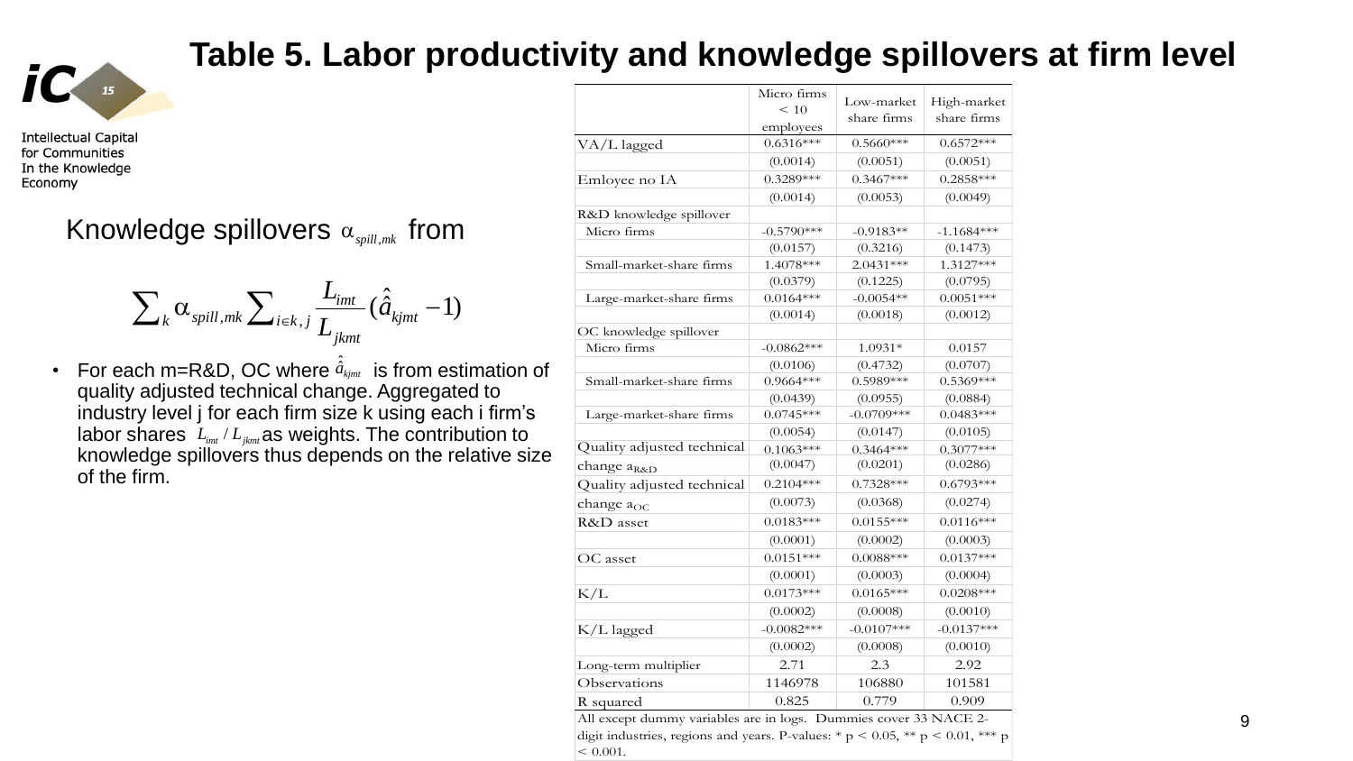# Table 5. Labor productivity and knowledge spillovers at firm level

Knowledge spillovers $\alpha_{spill,mk}$ from

$$\sum_{k} \alpha_{spill,mk} \sum_{i \in k,j} \frac{L_{imt}}{L_{jkmt}} (\hat{\hat{a}}_{kjmt} - 1)$$

- For each m=R&D, OC where $\hat{\hat{a}}_{kjmt}$ is from estimation of quality adjusted technical change. Aggregated to industry level j for each firm size k using each i firm's labor shares $L_{imt} / L_{jkmt}$ as weights. The contribution to knowledge spillovers thus depends on the relative size of the firm.

| | Micro firms < 10 employees | Low-market share firms | High-market share firms |
|---|---|---|---|
| VA/L lagged | 0.6316*** | 0.5660*** | 0.6572*** |
| | (0.0014) | (0.0051) | (0.0051) |
| Emloyee no IA | 0.3289*** | 0.3467*** | 0.2858*** |
| | (0.0014) | (0.0053) | (0.0049) |
| R&D knowledge spillover | | | |
| Micro firms | -0.5790*** | -0.9183** | -1.1684*** |
| | (0.0157) | (0.3216) | (0.1473) |
| Small-market-share firms | 1.4078*** | 2.0431*** | 1.3127*** |
| | (0.0379) | (0.1225) | (0.0795) |
| Large-market-share firms | 0.0164*** | -0.0054** | 0.0051*** |
| | (0.0014) | (0.0018) | (0.0012) |
| OC knowledge spillover | | | |
| Micro firms | -0.0862*** | 1.0931* | 0.0157 |
| | (0.0106) | (0.4732) | (0.0707) |
| Small-market-share firms | 0.9664*** | 0.5989*** | 0.5369*** |
| | (0.0439) | (0.0955) | (0.0884) |
| Large-market-share firms | 0.0745*** | -0.0709*** | 0.0483*** |
| | (0.0054) | (0.0147) | (0.0105) |
| Quality adjusted technical change $a_{R\&D}$ | 0.1063*** | 0.3464*** | 0.3077*** |
| | (0.0047) | (0.0201) | (0.0286) |
| Quality adjusted technical change $a_{OC}$ | 0.2104*** | 0.7328*** | 0.6793*** |
| | (0.0073) | (0.0368) | (0.0274) |
| R&D asset | 0.0183*** | 0.0155*** | 0.0116*** |
| | (0.0001) | (0.0002) | (0.0003) |
| OC asset | 0.0151*** | 0.0088*** | 0.0137*** |
| | (0.0001) | (0.0003) | (0.0004) |
| K/L | 0.0173*** | 0.0165*** | 0.0208*** |
| | (0.0002) | (0.0008) | (0.0010) |
| K/L lagged | -0.0082*** | -0.0107*** | -0.0137*** |
| | (0.0002) | (0.0008) | (0.0010) |
| Long-term multiplier | 2.71 | 2.3 | 2.92 |
| Observations | 1146978 | 106880 | 101581 |
| R squared | 0.825 | 0.779 | 0.909 |

All except dummy variables are in logs. Dummies cover 33 NACE 2-digit industries, regions and years. P-values: * $p < 0.05$, ** $p < 0.01$, *** $p < 0.001$.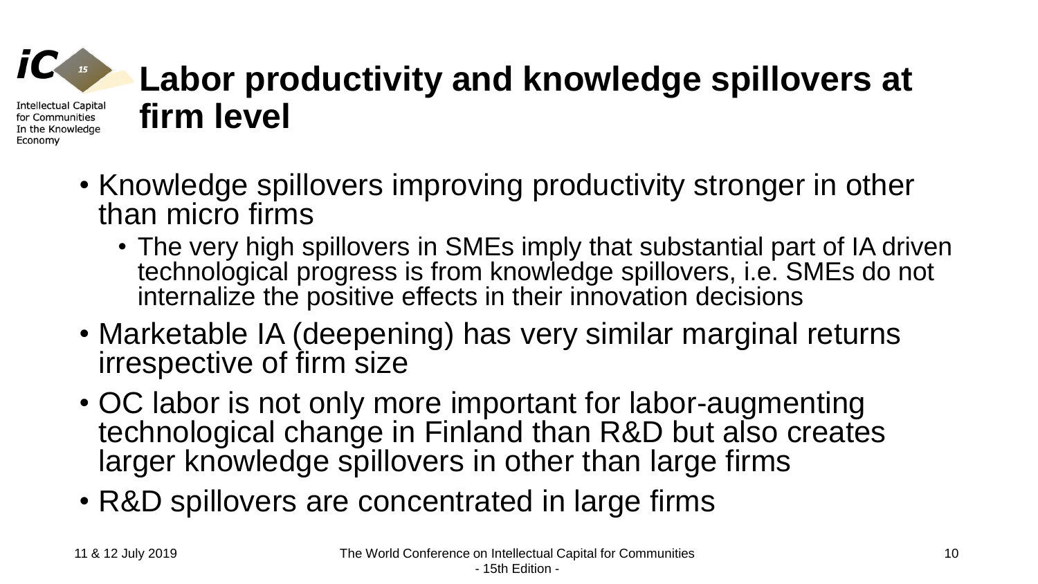# Labor productivity and knowledge spillovers at firm level

- Knowledge spillovers improving productivity stronger in other than micro firms
  - The very high spillovers in SMEs imply that substantial part of IA driven technological progress is from knowledge spillovers, i.e. SMEs do not internalize the positive effects in their innovation decisions
- Marketable IA (deepening) has very similar marginal returns irrespective of firm size
- OC labor is not only more important for labor-augmenting technological change in Finland than R&D but also creates larger knowledge spillovers in other than large firms
- R&D spillovers are concentrated in large firms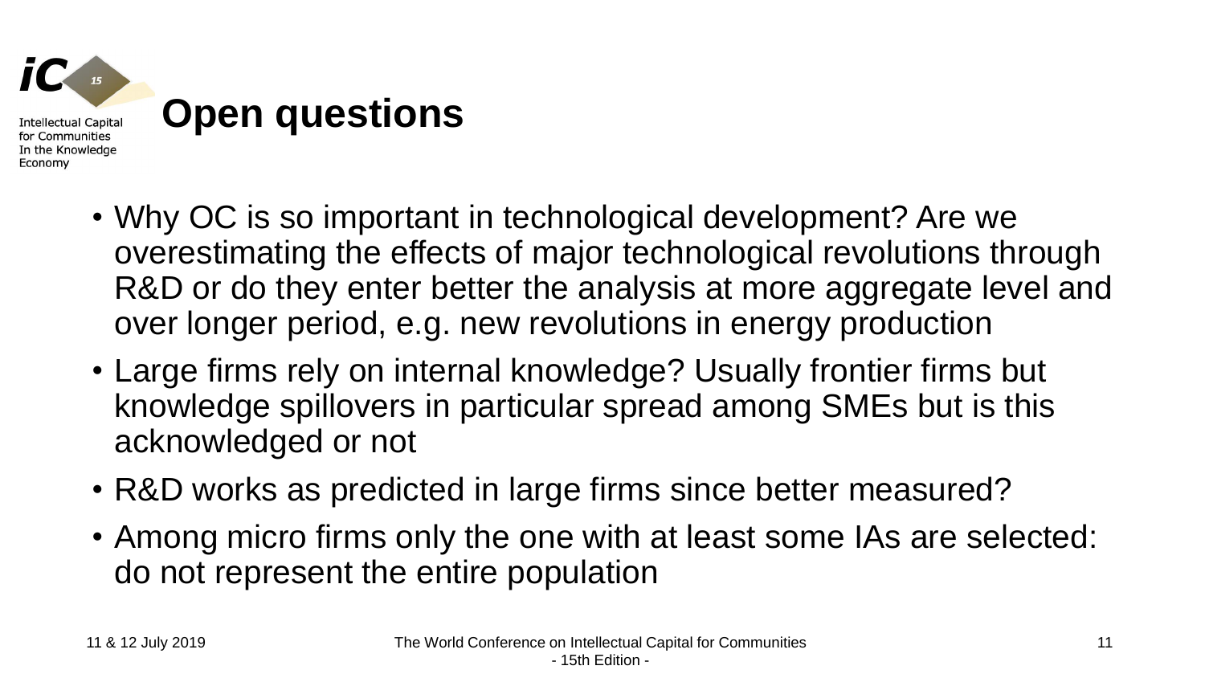# Open questions

- Why OC is so important in technological development? Are we overestimating the effects of major technological revolutions through R&D or do they enter better the analysis at more aggregate level and over longer period, e.g. new revolutions in energy production
- Large firms rely on internal knowledge? Usually frontier firms but knowledge spillovers in particular spread among SMEs but is this acknowledged or not
- R&D works as predicted in large firms since better measured?
- Among micro firms only the one with at least some IAs are selected: do not represent the entire population